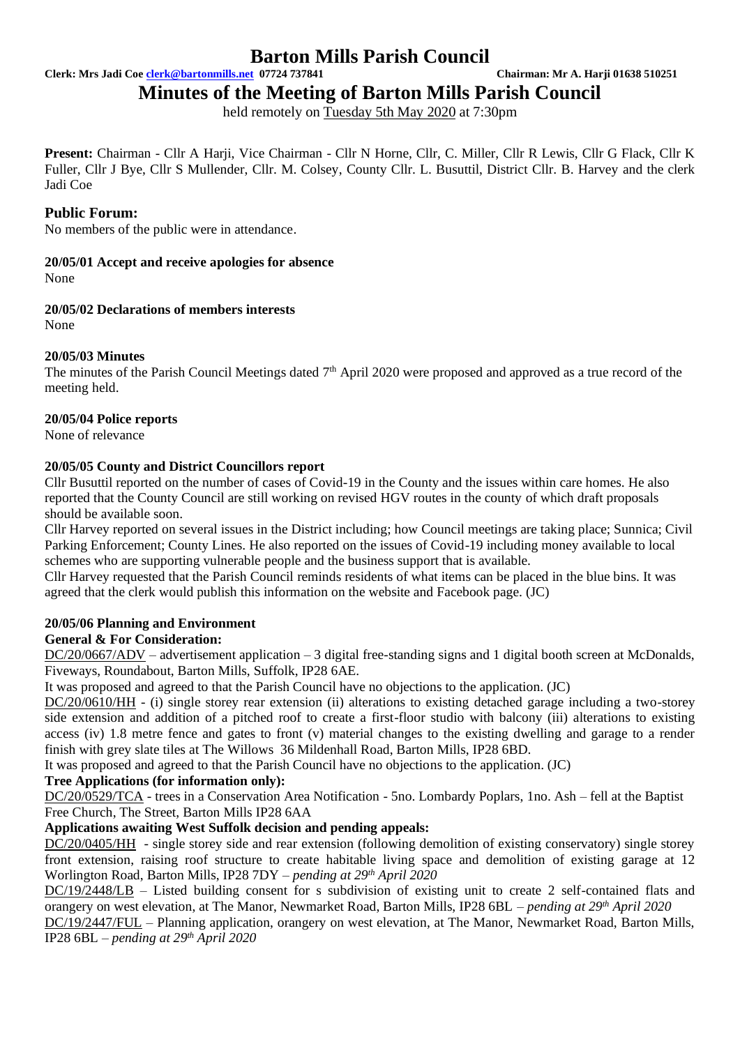# Barton Mills Parish Council

**Clerk: Mrs Jadi Coe clerk@bartonmills.net 07724 737841 Chairman: Mr A. Harji 01638 510251**

## Minutes of the Meeting of Barton Mills Parish Council

held remotely on Tuesday 5th May 2020 at 7:30pm

**Present:** Chairman - Cllr A Harji, Vice Chairman - Cllr N Horne, Cllr, C. Miller, Cllr R Lewis, Cllr G Flack, Cllr K Fuller, Cllr J Bye, Cllr S Mullender, Cllr. M. Colsey, County Cllr. L. Busuttil, District Cllr. B. Harvey and the clerk Jadi Coe

### Public Forum:

No members of the public were in attendance.

#### 20/05/01 Accept and receive apologies for absence

None

#### 20/05/02 Declarations of members interests

None

#### 20/05/03 Minutes

The minutes of the Parish Council Meetings dated 7th April 2020 were proposed and approved as a true record of the meeting held.

#### 20/05/04 Police reports

None of relevance

#### 20/05/05 County and District Councillors report

Cllr Busuttil reported on the number of cases of Covid-19 in the County and the issues within care homes. He also reported that the County Council are still working on revised HGV routes in the county of which draft proposals should be available soon.

Cllr Harvey reported on several issues in the District including; how Council meetings are taking place; Sunnica; Civil Parking Enforcement; County Lines. He also reported on the issues of Covid-19 including money available to local schemes who are supporting vulnerable people and the business support that is available.

Cllr Harvey requested that the Parish Council reminds residents of what items can be placed in the blue bins. It was agreed that the clerk would publish this information on the website and Facebook page. (JC)

#### 20/05/06 Planning and Environment

**General & For Consideration:**

DC/20/0667/ADV – advertisement application – 3 digital free-standing signs and 1 digital booth screen at McDonalds, Fiveways, Roundabout, Barton Mills, Suffolk, IP28 6AE.

It was proposed and agreed to that the Parish Council have no objections to the application. (JC)

DC/20/0610/HH - (i) single storey rear extension (ii) alterations to existing detached garage including a two-storey side extension and addition of a pitched roof to create a first-floor studio with balcony (iii) alterations to existing access (iv) 1.8 metre fence and gates to front (v) material changes to the existing dwelling and garage to a render finish with grey slate tiles at The Willows 36 Mildenhall Road, Barton Mills, IP28 6BD.

It was proposed and agreed to that the Parish Council have no objections to the application. (JC)

**Tree Applications (for information only):**

DC/20/0529/TCA - trees in a Conservation Area Notification - 5no. Lombardy Poplars, 1no. Ash – fell at the Baptist Free Church, The Street, Barton Mills IP28 6AA

**Applications awaiting West Suffolk decision and pending appeals:**

DC/20/0405/HH - single storey side and rear extension (following demolition of existing conservatory) single storey front extension, raising roof structure to create habitable living space and demolition of existing garage at 12 Worlington Road, Barton Mills, IP28 7DY – *pending at 29th April 2020*

DC/19/2448/LB – Listed building consent for s subdivision of existing unit to create 2 self-contained flats and orangery on west elevation, at The Manor, Newmarket Road, Barton Mills, IP28 6BL – *pending at 29th April 2020*

DC/19/2447/FUL – Planning application, orangery on west elevation, at The Manor, Newmarket Road, Barton Mills, IP28 6BL – *pending at 29th April 2020*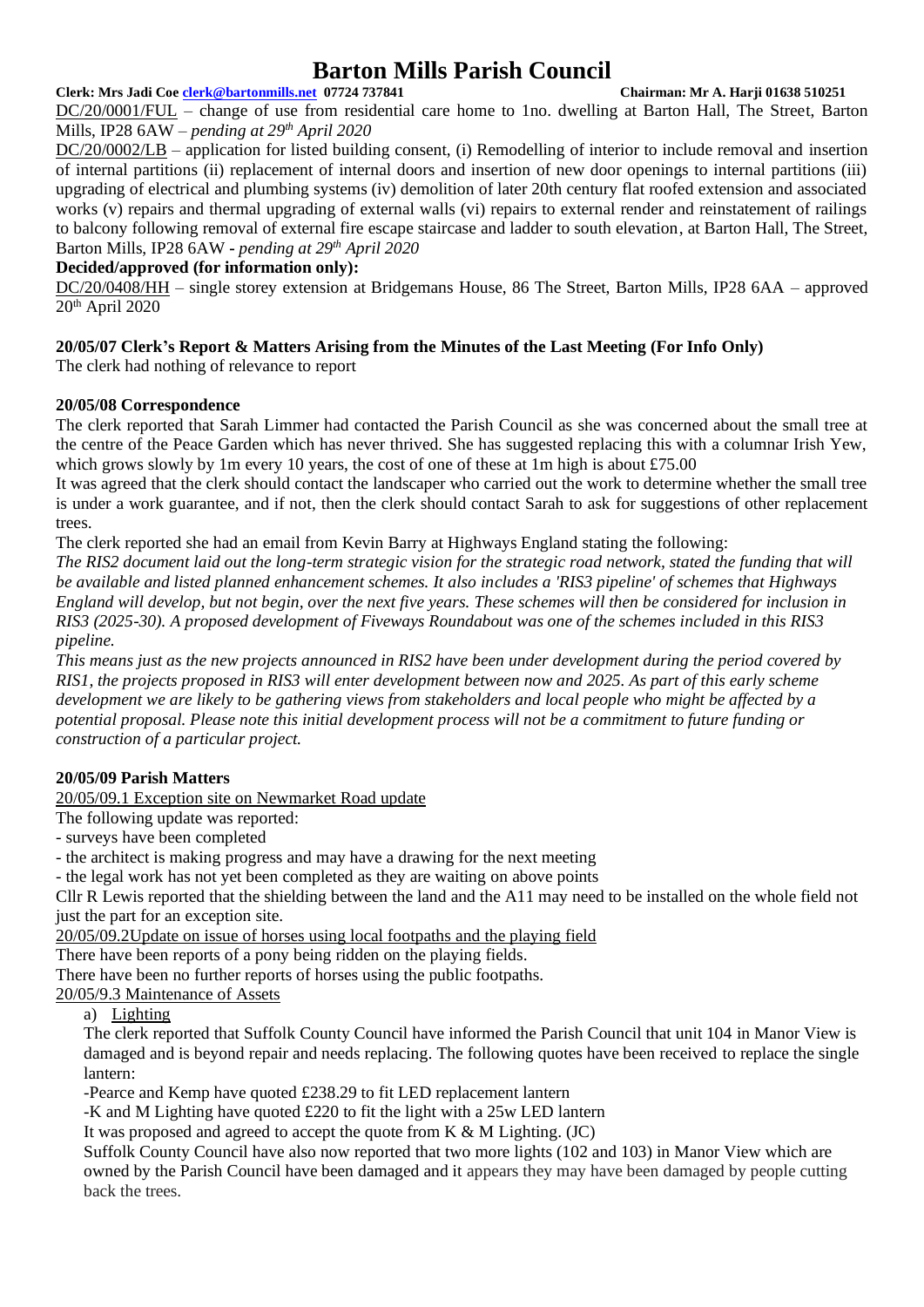DC/20/0001/FUL – change of use from residential care home to 1no. dwelling at Barton Hall, The Street, Barton Mills, IP28 6AW – *pending at 29th April 2020*

DC/20/0002/LB – application for listed building consent, (i) Remodelling of interior to include removal and insertion of internal partitions (ii) replacement of internal doors and insertion of new door openings to internal partitions (iii) upgrading of electrical and plumbing systems (iv) demolition of later 20th century flat roofed extension and associated works (v) repairs and thermal upgrading of external walls (vi) repairs to external render and reinstatement of railings to balcony following removal of external fire escape staircase and ladder to south elevation, at Barton Hall, The Street, Barton Mills, IP28 6AW - *pending at 29th April 2020*

**Decided/approved (for information only):**

DC/20/0408/HH – single storey extension at Bridgemans House, 86 The Street, Barton Mills, IP28 6AA – approved 20th April 2020

**20/05/07 Clerk's Report & Matters Arising from the Minutes of the Last Meeting (For Info Only)**

The clerk had nothing of relevance to report

**20/05/08 Correspondence**

The clerk reported that Sarah Limmer had contacted the Parish Council as she was concerned about the small tree at the centre of the Peace Garden which has never thrived. She has suggested replacing this with a columnar Irish Yew, which grows slowly by 1m every 10 years, the cost of one of these at 1m high is about £75.00

It was agreed that the clerk should contact the landscaper who carried out the work to determine whether the small tree is under a work guarantee, and if not, then the clerk should contact Sarah to ask for suggestions of other replacement trees.

The clerk reported she had an email from Kevin Barry at Highways England stating the following:

*The RIS2 document laid out the long-term strategic vision for the strategic road network, stated the funding that will be available and listed planned enhancement schemes. It also includes a 'RIS3 pipeline' of schemes that Highways England will develop, but not begin, over the next five years. These schemes will then be considered for inclusion in RIS3 (2025-30). A proposed development of Fiveways Roundabout was one of the schemes included in this RIS3 pipeline.*

*This means just as the new projects announced in RIS2 have been under development during the period covered by RIS1, the projects proposed in RIS3 will enter development between now and 2025. As part of this early scheme development we are likely to be gathering views from stakeholders and local people who might be affected by a potential proposal. Please note this initial development process will not be a commitment to future funding or construction of a particular project.*

**20/05/09 Parish Matters**

20/05/09.1 Exception site on Newmarket Road update

The following update was reported:

- surveys have been completed
- the architect is making progress and may have a drawing for the next meeting
- the legal work has not yet been completed as they are waiting on above points

Cllr R Lewis reported that the shielding between the land and the A11 may need to be installed on the whole field not just the part for an exception site.

20/05/09.2Update on issue of horses using local footpaths and the playing field

There have been reports of a pony being ridden on the playing fields.

There have been no further reports of horses using the public footpaths.

20/05/9.3 Maintenance of Assets

a) Lighting

The clerk reported that Suffolk County Council have informed the Parish Council that unit 104 in Manor View is damaged and is beyond repair and needs replacing. The following quotes have been received to replace the single lantern:

-Pearce and Kemp have quoted £238.29 to fit LED replacement lantern

-K and M Lighting have quoted £220 to fit the light with a 25w LED lantern

It was proposed and agreed to accept the quote from K & M Lighting. (JC)

Suffolk County Council have also now reported that two more lights (102 and 103) in Manor View which are owned by the Parish Council have been damaged and it appears they may have been damaged by people cutting back the trees.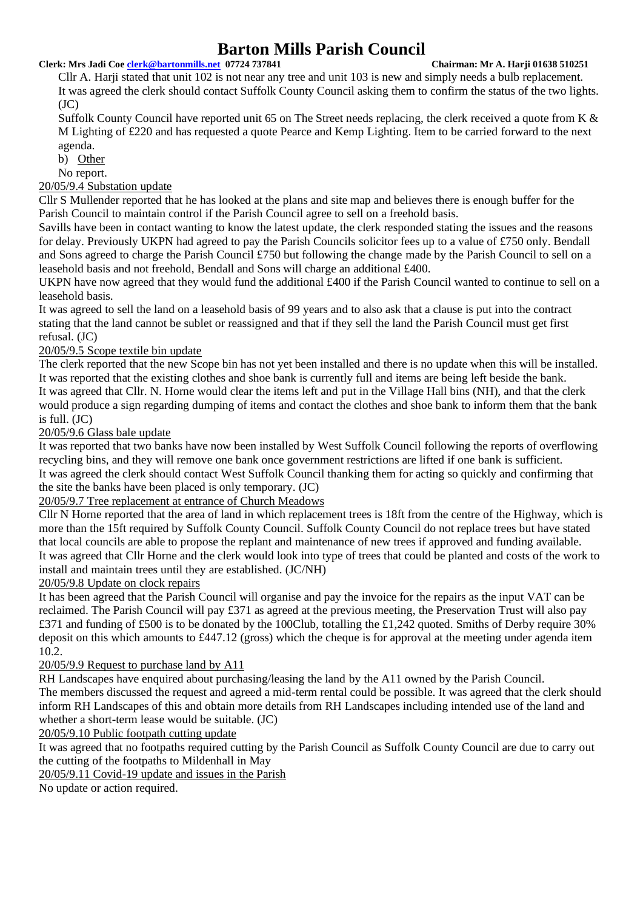Cllr A. Harji stated that unit 102 is not near any tree and unit 103 is new and simply needs a bulb replacement. It was agreed the clerk should contact Suffolk County Council asking them to confirm the status of the two lights. (JC)

Suffolk County Council have reported unit 65 on The Street needs replacing, the clerk received a quote from K & M Lighting of £220 and has requested a quote Pearce and Kemp Lighting. Item to be carried forward to the next agenda.

b) Other

No report.

20/05/9.4 Substation update

Cllr S Mullender reported that he has looked at the plans and site map and believes there is enough buffer for the Parish Council to maintain control if the Parish Council agree to sell on a freehold basis.

Savills have been in contact wanting to know the latest update, the clerk responded stating the issues and the reasons for delay. Previously UKPN had agreed to pay the Parish Councils solicitor fees up to a value of £750 only. Bendall and Sons agreed to charge the Parish Council £750 but following the change made by the Parish Council to sell on a leasehold basis and not freehold, Bendall and Sons will charge an additional £400.

UKPN have now agreed that they would fund the additional £400 if the Parish Council wanted to continue to sell on a leasehold basis.

It was agreed to sell the land on a leasehold basis of 99 years and to also ask that a clause is put into the contract stating that the land cannot be sublet or reassigned and that if they sell the land the Parish Council must get first refusal. (JC)

20/05/9.5 Scope textile bin update

The clerk reported that the new Scope bin has not yet been installed and there is no update when this will be installed. It was reported that the existing clothes and shoe bank is currently full and items are being left beside the bank.

It was agreed that Cllr. N. Horne would clear the items left and put in the Village Hall bins (NH), and that the clerk would produce a sign regarding dumping of items and contact the clothes and shoe bank to inform them that the bank is full. (JC)

20/05/9.6 Glass bale update

It was reported that two banks have now been installed by West Suffolk Council following the reports of overflowing recycling bins, and they will remove one bank once government restrictions are lifted if one bank is sufficient.

It was agreed the clerk should contact West Suffolk Council thanking them for acting so quickly and confirming that the site the banks have been placed is only temporary. (JC)

20/05/9.7 Tree replacement at entrance of Church Meadows

Cllr N Horne reported that the area of land in which replacement trees is 18ft from the centre of the Highway, which is more than the 15ft required by Suffolk County Council. Suffolk County Council do not replace trees but have stated that local councils are able to propose the replant and maintenance of new trees if approved and funding available.

It was agreed that Cllr Horne and the clerk would look into type of trees that could be planted and costs of the work to install and maintain trees until they are established. (JC/NH)

20/05/9.8 Update on clock repairs

It has been agreed that the Parish Council will organise and pay the invoice for the repairs as the input VAT can be reclaimed. The Parish Council will pay £371 as agreed at the previous meeting, the Preservation Trust will also pay £371 and funding of £500 is to be donated by the 100Club, totalling the £1,242 quoted. Smiths of Derby require 30% deposit on this which amounts to £447.12 (gross) which the cheque is for approval at the meeting under agenda item 10.2.

20/05/9.9 Request to purchase land by A11

RH Landscapes have enquired about purchasing/leasing the land by the A11 owned by the Parish Council.

The members discussed the request and agreed a mid-term rental could be possible. It was agreed that the clerk should inform RH Landscapes of this and obtain more details from RH Landscapes including intended use of the land and whether a short-term lease would be suitable. (JC)

20/05/9.10 Public footpath cutting update

It was agreed that no footpaths required cutting by the Parish Council as Suffolk County Council are due to carry out the cutting of the footpaths to Mildenhall in May

20/05/9.11 Covid-19 update and issues in the Parish

No update or action required.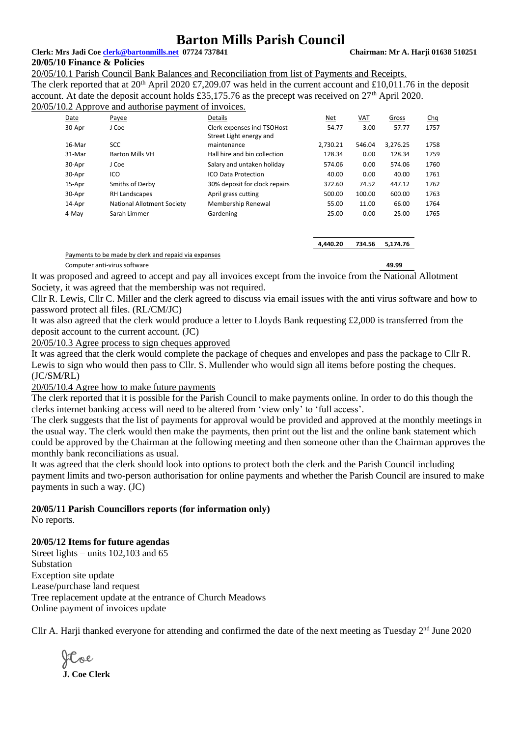# Barton Mills Parish Council

**Clerk: Mrs Jadi Coe clerk@bartonmills.net 07724 737841** **Chairman: Mr A. Harji 01638 510251**

**20/05/10 Finance & Policies**

20/05/10.1 Parish Council Bank Balances and Reconciliation from list of Payments and Receipts.

The clerk reported that at 20th April 2020 £7,209.07 was held in the current account and £10,011.76 in the deposit account. At date the deposit account holds £35,175.76 as the precept was received on 27th April 2020.

20/05/10.2 Approve and authorise payment of invoices.

| Date | Payee | Details | Net | VAT | Gross | Chq |
|---|---|---|---|---|---|---|
| 30-Apr | J Coe | Clerk expenses incl TSOHost | 54.77 | 3.00 | 57.77 | 1757 |
| 16-Mar | SCC | Street Light energy and maintenance | 2,730.21 | 546.04 | 3,276.25 | 1758 |
| 31-Mar | Barton Mills VH | Hall hire and bin collection | 128.34 | 0.00 | 128.34 | 1759 |
| 30-Apr | J Coe | Salary and untaken holiday | 574.06 | 0.00 | 574.06 | 1760 |
| 30-Apr | ICO | ICO Data Protection | 40.00 | 0.00 | 40.00 | 1761 |
| 15-Apr | Smiths of Derby | 30% deposit for clock repairs | 372.60 | 74.52 | 447.12 | 1762 |
| 30-Apr | RH Landscapes | April grass cutting | 500.00 | 100.00 | 600.00 | 1763 |
| 14-Apr | National Allotment Society | Membership Renewal | 55.00 | 11.00 | 66.00 | 1764 |
| 4-May | Sarah Limmer | Gardening | 25.00 | 0.00 | 25.00 | 1765 |
| | | | **4,440.20** | **734.56** | **5,174.76** | |
| Payments to be made by clerk and repaid via expenses | | | | | | |
| Computer anti-virus software | | | | | **49.99** | |

It was proposed and agreed to accept and pay all invoices except from the invoice from the National Allotment Society, it was agreed that the membership was not required.

Cllr R. Lewis, Cllr C. Miller and the clerk agreed to discuss via email issues with the anti virus software and how to password protect all files. (RL/CM/JC)

It was also agreed that the clerk would produce a letter to Lloyds Bank requesting £2,000 is transferred from the deposit account to the current account. (JC)

20/05/10.3 Agree process to sign cheques approved

It was agreed that the clerk would complete the package of cheques and envelopes and pass the package to Cllr R. Lewis to sign who would then pass to Cllr. S. Mullender who would sign all items before posting the cheques. (JC/SM/RL)

20/05/10.4 Agree how to make future payments

The clerk reported that it is possible for the Parish Council to make payments online. In order to do this though the clerks internet banking access will need to be altered from 'view only' to 'full access'.

The clerk suggests that the list of payments for approval would be provided and approved at the monthly meetings in the usual way. The clerk would then make the payments, then print out the list and the online bank statement which could be approved by the Chairman at the following meeting and then someone other than the Chairman approves the monthly bank reconciliations as usual.

It was agreed that the clerk should look into options to protect both the clerk and the Parish Council including payment limits and two-person authorisation for online payments and whether the Parish Council are insured to make payments in such a way. (JC)

**20/05/11 Parish Councillors reports (for information only)**

No reports.

**20/05/12 Items for future agendas**

Street lights – units 102,103 and 65
Substation
Exception site update
Lease/purchase land request
Tree replacement update at the entrance of Church Meadows
Online payment of invoices update

Cllr A. Harji thanked everyone for attending and confirmed the date of the next meeting as Tuesday 2nd June 2020

JCoe

**J. Coe Clerk**